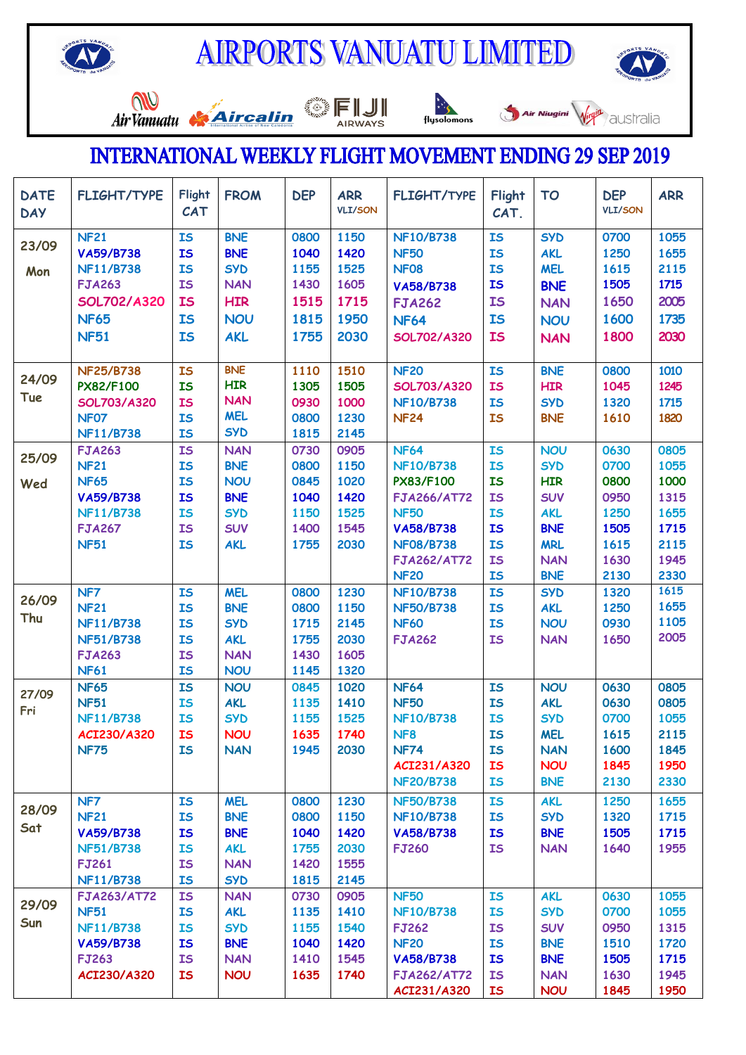# AIRPORTS VANUATU LIMITED

Air Vanuatu | Aircalin | FIJI AIRWAYS | flysolomons | Air Niugini | Virgin australia

## INTERNATIONAL WEEKLY FLIGHT MOVEMENT ENDING 29 SEP 2019

| DATE DAY | FLIGHT/TYPE | Flight CAT | FROM | DEP | ARR VLI/SON | FLIGHT/TYPE | Flight CAT. | TO | DEP VLI/SON | ARR |
|---|---|---|---|---|---|---|---|---|---|---|
| 23/09 Mon | NF21 | IS | BNE | 0800 | 1150 | NF10/B738 | IS | SYD | 0700 | 1055 |
| | VA59/B738 | IS | BNE | 1040 | 1420 | NF50 | IS | AKL | 1250 | 1655 |
| | NF11/B738 | IS | SYD | 1155 | 1525 | NF08 | IS | MEL | 1615 | 2115 |
| | FJA263 | IS | NAN | 1430 | 1605 | VA58/B738 | IS | BNE | 1505 | 1715 |
| | SOL702/A320 | IS | HIR | 1515 | 1715 | FJA262 | IS | NAN | 1650 | 2005 |
| | NF65 | IS | NOU | 1815 | 1950 | NF64 | IS | NOU | 1600 | 1735 |
| | NF51 | IS | AKL | 1755 | 2030 | SOL702/A320 | IS | NAN | 1800 | 2030 |
| 24/09 Tue | NF25/B738 | IS | BNE | 1110 | 1510 | NF20 | IS | BNE | 0800 | 1010 |
| | PX82/F100 | IS | HIR | 1305 | 1505 | SOL703/A320 | IS | HIR | 1045 | 1245 |
| | SOL703/A320 | IS | NAN | 0930 | 1000 | NF10/B738 | IS | SYD | 1320 | 1715 |
| | NF07 | IS | MEL | 0800 | 1230 | NF24 | IS | BNE | 1610 | 1820 |
| | NF11/B738 | IS | SYD | 1815 | 2145 | | | | | |
| 25/09 Wed | FJA263 | IS | NAN | 0730 | 0905 | NF64 | IS | NOU | 0630 | 0805 |
| | NF21 | IS | BNE | 0800 | 1150 | NF10/B738 | IS | SYD | 0700 | 1055 |
| | NF65 | IS | NOU | 0845 | 1020 | PX83/F100 | IS | HIR | 0800 | 1000 |
| | VA59/B738 | IS | BNE | 1040 | 1420 | FJA266/AT72 | IS | SUV | 0950 | 1315 |
| | NF11/B738 | IS | SYD | 1150 | 1525 | NF50 | IS | AKL | 1250 | 1655 |
| | FJA267 | IS | SUV | 1400 | 1545 | VA58/B738 | IS | BNE | 1505 | 1715 |
| | NF51 | IS | AKL | 1755 | 2030 | NF08/B738 | IS | MRL | 1615 | 2115 |
| | | | | | | FJA262/AT72 | IS | NAN | 1630 | 1945 |
| | | | | | | NF20 | IS | BNE | 2130 | 2330 |
| 26/09 Thu | NF7 | IS | MEL | 0800 | 1230 | NF10/B738 | IS | SYD | 1320 | 1615 |
| | NF21 | IS | BNE | 0800 | 1150 | NF50/B738 | IS | AKL | 1250 | 1655 |
| | NF11/B738 | IS | SYD | 1715 | 2145 | NF60 | IS | NOU | 0930 | 1105 |
| | NF51/B738 | IS | AKL | 1755 | 2030 | FJA262 | IS | NAN | 1650 | 2005 |
| | FJA263 | IS | NAN | 1430 | 1605 | | | | | |
| | NF61 | IS | NOU | 1145 | 1320 | | | | | |
| 27/09 Fri | NF65 | IS | NOU | 0845 | 1020 | NF64 | IS | NOU | 0630 | 0805 |
| | NF51 | IS | AKL | 1135 | 1410 | NF50 | IS | AKL | 0630 | 0805 |
| | NF11/B738 | IS | SYD | 1155 | 1525 | NF10/B738 | IS | SYD | 0700 | 1055 |
| | ACI230/A320 | IS | NOU | 1635 | 1740 | NF8 | IS | MEL | 1615 | 2115 |
| | NF75 | IS | NAN | 1945 | 2030 | NF74 | IS | NAN | 1600 | 1845 |
| | | | | | | ACI231/A320 | IS | NOU | 1845 | 1950 |
| | | | | | | NF20/B738 | IS | BNE | 2130 | 2330 |
| 28/09 Sat | NF7 | IS | MEL | 0800 | 1230 | NF50/B738 | IS | AKL | 1250 | 1655 |
| | NF21 | IS | BNE | 0800 | 1150 | NF10/B738 | IS | SYD | 1320 | 1715 |
| | VA59/B738 | IS | BNE | 1040 | 1420 | VA58/B738 | IS | BNE | 1505 | 1715 |
| | NF51/B738 | IS | AKL | 1755 | 2030 | FJ260 | IS | NAN | 1640 | 1955 |
| | FJ261 | IS | NAN | 1420 | 1555 | | | | | |
| | NF11/B738 | IS | SYD | 1815 | 2145 | | | | | |
| 29/09 Sun | FJA263/AT72 | IS | NAN | 0730 | 0905 | NF50 | IS | AKL | 0630 | 1055 |
| | NF51 | IS | AKL | 1135 | 1410 | NF10/B738 | IS | SYD | 0700 | 1055 |
| | NF11/B738 | IS | SYD | 1155 | 1540 | FJ262 | IS | SUV | 0950 | 1315 |
| | VA59/B738 | IS | BNE | 1040 | 1420 | NF20 | IS | BNE | 1510 | 1720 |
| | FJ263 | IS | NAN | 1410 | 1545 | VA58/B738 | IS | BNE | 1505 | 1715 |
| | ACI230/A320 | IS | NOU | 1635 | 1740 | FJA262/AT72 | IS | NAN | 1630 | 1945 |
| | | | | | | ACI231/A320 | IS | NOU | 1845 | 1950 |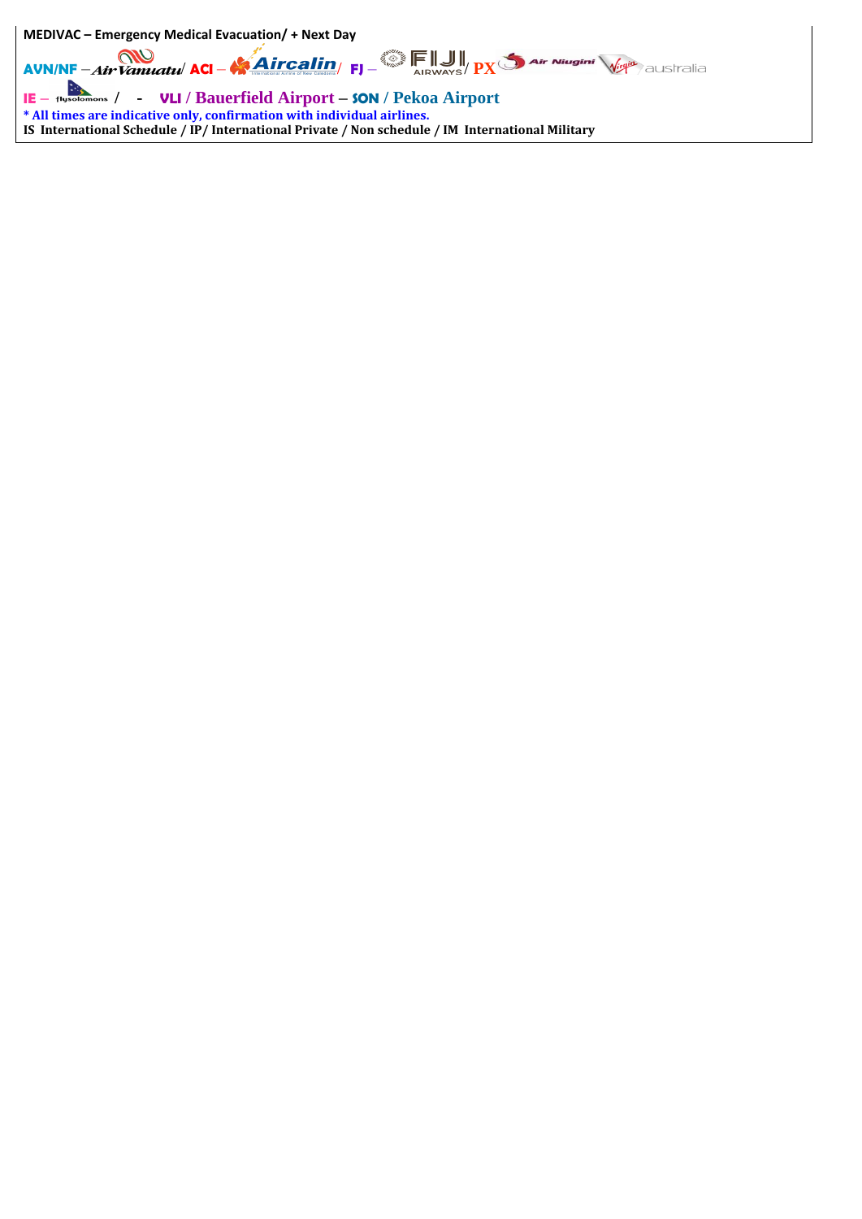**MEDIVAC – Emergency Medical Evacuation/ + Next Day**

**AVN/NF** – Air Vanuatu/ **ACI** – Aircalin/ **FJ** – FIJI AIRWAYS/ **PX** Air Niugini Virgin australia

**IE** – flysolomons / - **VLI** / **Bauerfield Airport** – **SON** / **Pekoa Airport**

*** All times are indicative only, confirmation with individual airlines.**

**IS International Schedule / IP/ International Private / Non schedule / IM International Military**